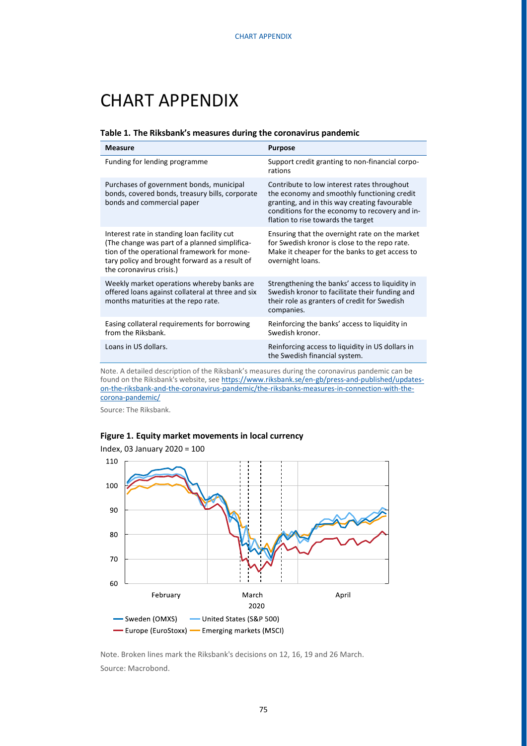# CHART APPENDIX

**Table 1. The Riksbank's measures during the coronavirus pandemic**

| Measure | Purpose |
| --- | --- |
| Funding for lending programme | Support credit granting to non-financial corporations |
| Purchases of government bonds, municipal bonds, covered bonds, treasury bills, corporate bonds and commercial paper | Contribute to low interest rates throughout the economy and smoothly functioning credit granting, and in this way creating favourable conditions for the economy to recovery and inflation to rise towards the target |
| Interest rate in standing loan facility cut (The change was part of a planned simplification of the operational framework for monetary policy and brought forward as a result of the coronavirus crisis.) | Ensuring that the overnight rate on the market for Swedish kronor is close to the repo rate. Make it cheaper for the banks to get access to overnight loans. |
| Weekly market operations whereby banks are offered loans against collateral at three and six months maturities at the repo rate. | Strengthening the banks' access to liquidity in Swedish kronor to facilitate their funding and their role as granters of credit for Swedish companies. |
| Easing collateral requirements for borrowing from the Riksbank. | Reinforcing the banks' access to liquidity in Swedish kronor. |
| Loans in US dollars. | Reinforcing access to liquidity in US dollars in the Swedish financial system. |

Note. A detailed description of the Riksbank's measures during the coronavirus pandemic can be found on the Riksbank's website, see https://www.riksbank.se/en-gb/press-and-published/updates-on-the-riksbank-and-the-coronavirus-pandemic/the-riksbanks-measures-in-connection-with-the-corona-pandemic/

Source: The Riksbank.

**Figure 1. Equity market movements in local currency**

Index, 03 January 2020 = 100

Note. Broken lines mark the Riksbank's decisions on 12, 16, 19 and 26 March.

Source: Macrobond.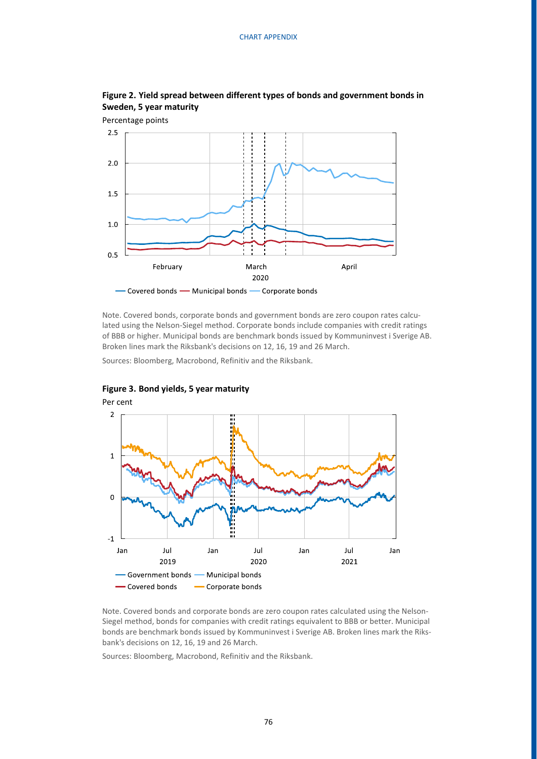**Figure 2. Yield spread between different types of bonds and government bonds in Sweden, 5 year maturity**

Percentage points

Note. Covered bonds, corporate bonds and government bonds are zero coupon rates calculated using the Nelson-Siegel method. Corporate bonds include companies with credit ratings of BBB or higher. Municipal bonds are benchmark bonds issued by Kommuninvest i Sverige AB. Broken lines mark the Riksbank's decisions on 12, 16, 19 and 26 March.

Sources: Bloomberg, Macrobond, Refinitiv and the Riksbank.

**Figure 3. Bond yields, 5 year maturity**

Per cent

Note. Covered bonds and corporate bonds are zero coupon rates calculated using the Nelson-Siegel method, bonds for companies with credit ratings equivalent to BBB or better. Municipal bonds are benchmark bonds issued by Kommuninvest i Sverige AB. Broken lines mark the Riksbank's decisions on 12, 16, 19 and 26 March.

Sources: Bloomberg, Macrobond, Refinitiv and the Riksbank.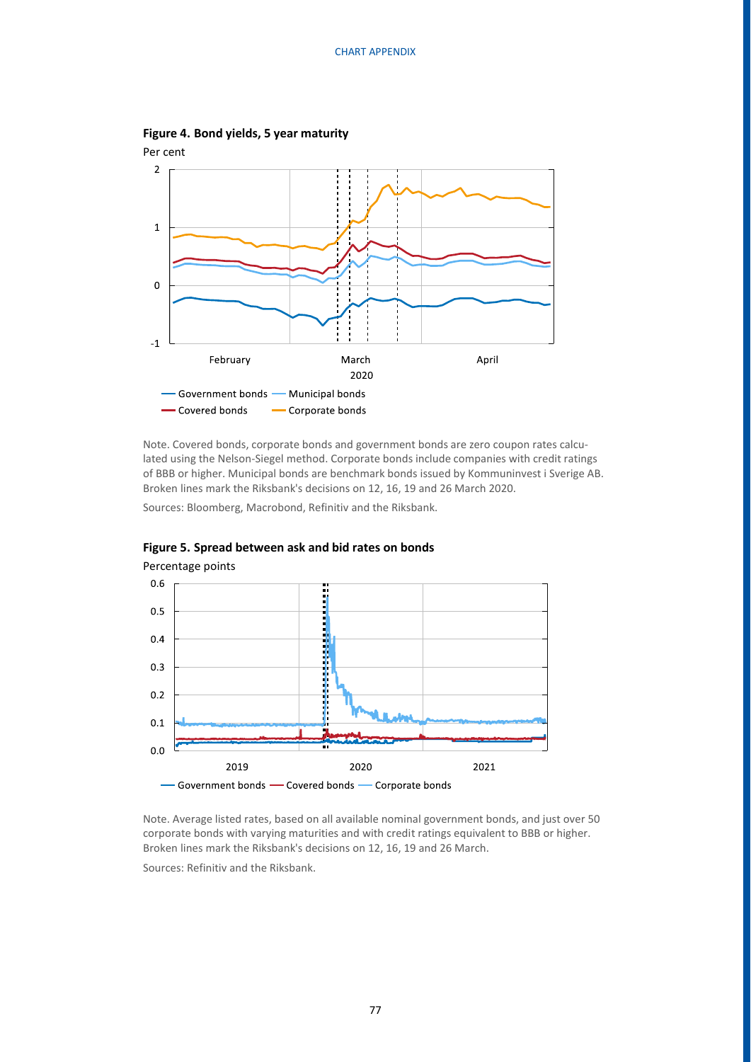**Figure 4. Bond yields, 5 year maturity**

Per cent

Note. Covered bonds, corporate bonds and government bonds are zero coupon rates calculated using the Nelson-Siegel method. Corporate bonds include companies with credit ratings of BBB or higher. Municipal bonds are benchmark bonds issued by Kommuninvest i Sverige AB. Broken lines mark the Riksbank's decisions on 12, 16, 19 and 26 March 2020.

Sources: Bloomberg, Macrobond, Refinitiv and the Riksbank.

**Figure 5. Spread between ask and bid rates on bonds**

Percentage points

Note. Average listed rates, based on all available nominal government bonds, and just over 50 corporate bonds with varying maturities and with credit ratings equivalent to BBB or higher. Broken lines mark the Riksbank's decisions on 12, 16, 19 and 26 March.

Sources: Refinitiv and the Riksbank.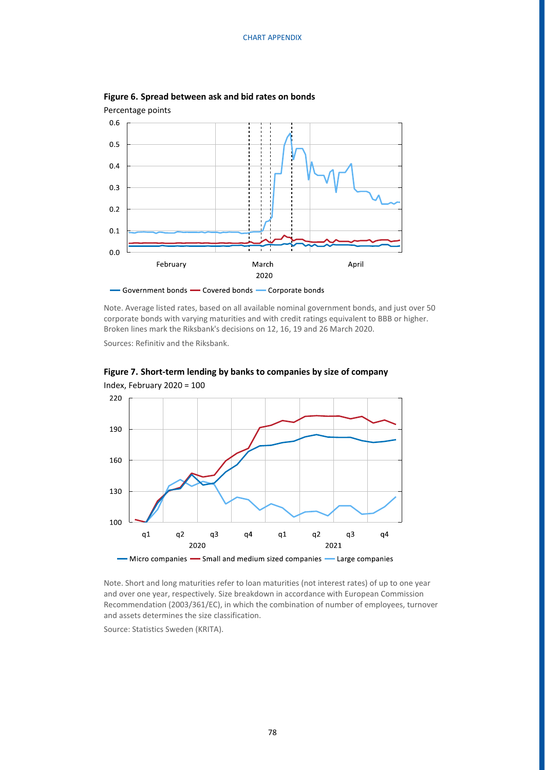**Figure 6. Spread between ask and bid rates on bonds**

Percentage points

Note. Average listed rates, based on all available nominal government bonds, and just over 50 corporate bonds with varying maturities and with credit ratings equivalent to BBB or higher. Broken lines mark the Riksbank's decisions on 12, 16, 19 and 26 March 2020.

Sources: Refinitiv and the Riksbank.

**Figure 7. Short-term lending by banks to companies by size of company**

Index, February 2020 = 100

Note. Short and long maturities refer to loan maturities (not interest rates) of up to one year and over one year, respectively. Size breakdown in accordance with European Commission Recommendation (2003/361/EC), in which the combination of number of employees, turnover and assets determines the size classification.

Source: Statistics Sweden (KRITA).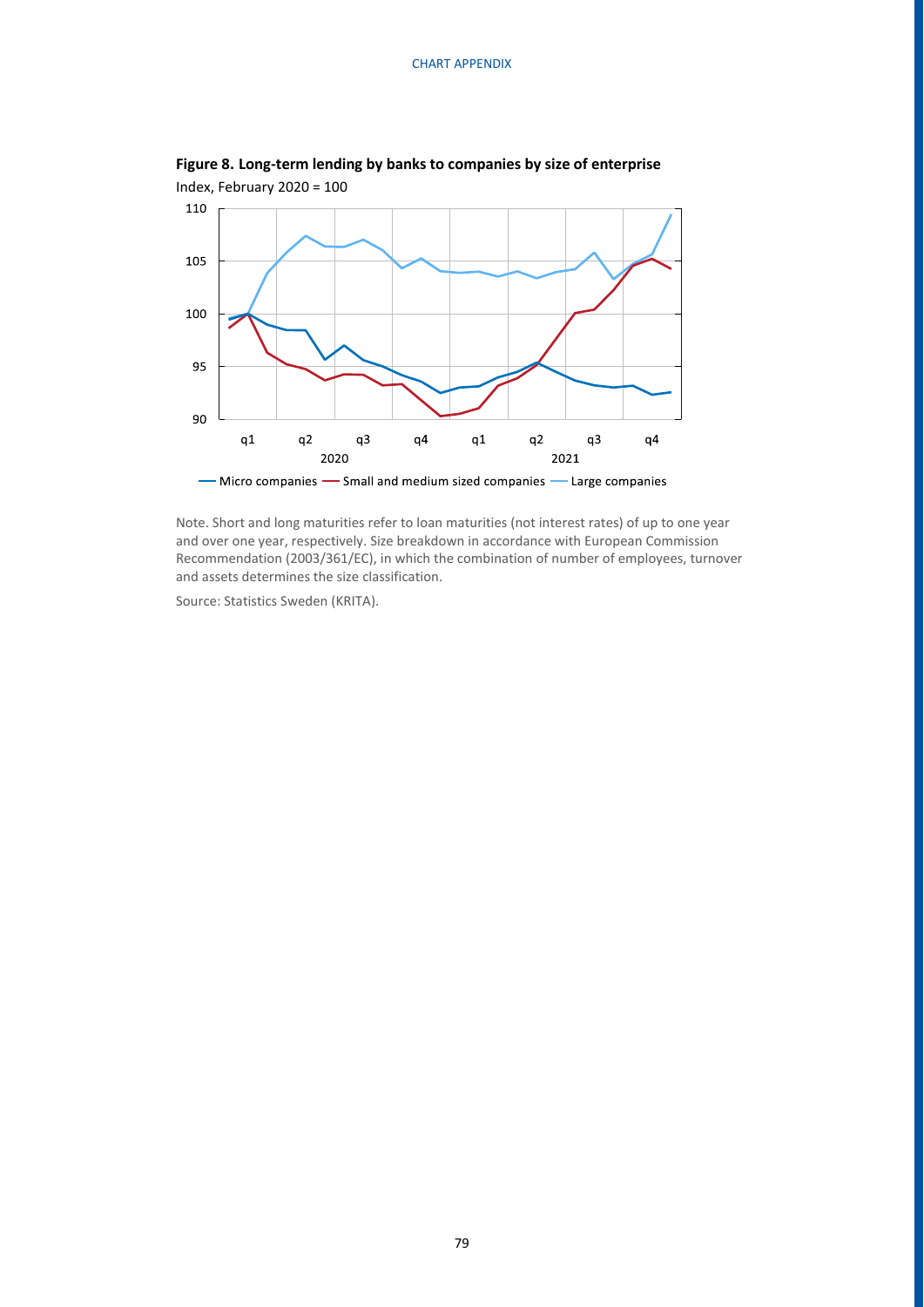**Figure 8. Long-term lending by banks to companies by size of enterprise**

Index, February 2020 = 100

110
105
100
95
90

q1 q2 q3 q4 q1 q2 q3 q4

2020 2021

— Micro companies — Small and medium sized companies — Large companies

Note. Short and long maturities refer to loan maturities (not interest rates) of up to one year and over one year, respectively. Size breakdown in accordance with European Commission Recommendation (2003/361/EC), in which the combination of number of employees, turnover and assets determines the size classification.

Source: Statistics Sweden (KRITA).